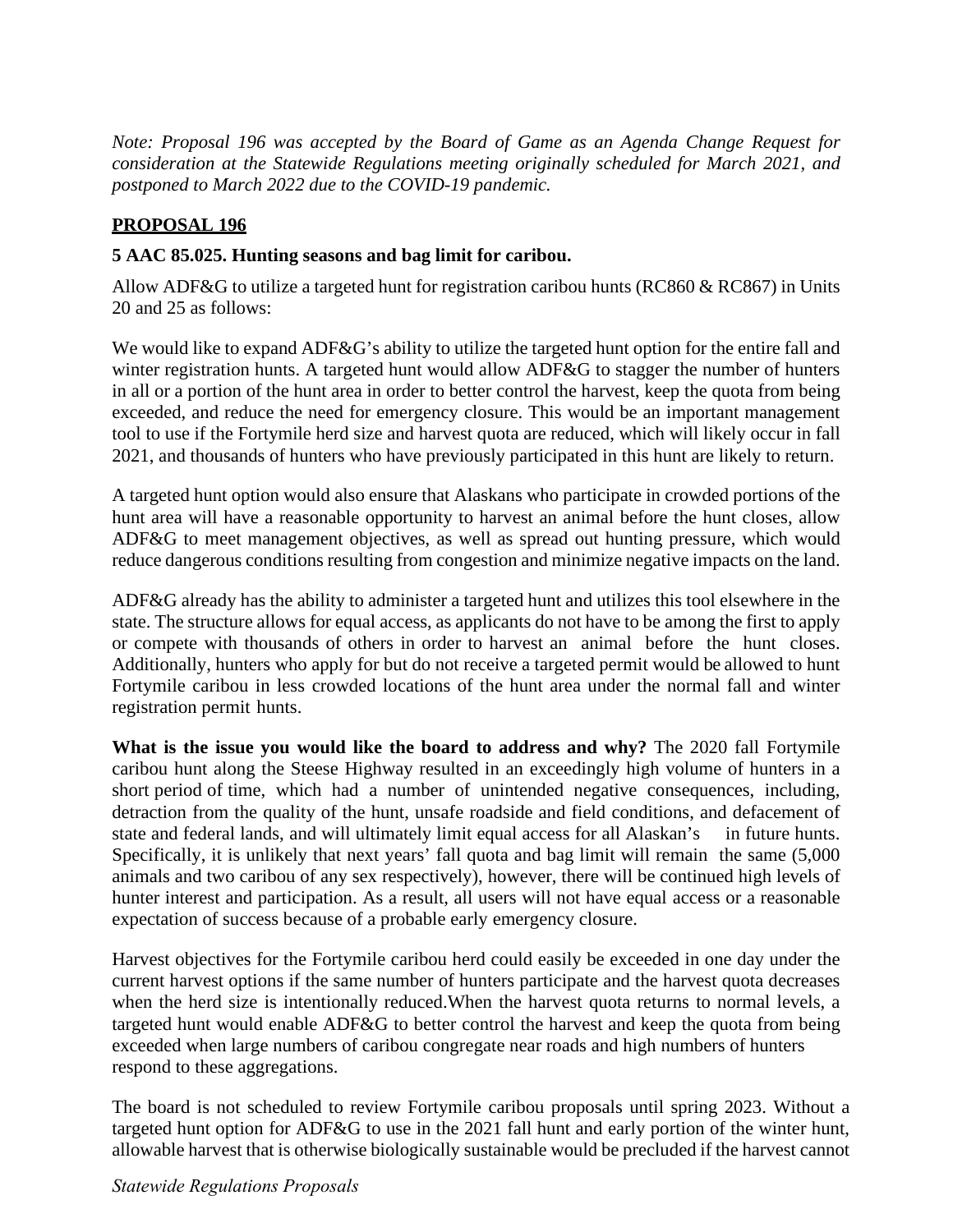*Note: Proposal 196 was accepted by the Board of Game as an Agenda Change Request for consideration at the Statewide Regulations meeting originally scheduled for March 2021, and postponed to March 2022 due to the COVID-19 pandemic.*

## PROPOSAL 196

**5 AAC 85.025. Hunting seasons and bag limit for caribou.**

Allow ADF&G to utilize a targeted hunt for registration caribou hunts (RC860 & RC867) in Units 20 and 25 as follows:

We would like to expand ADF&G's ability to utilize the targeted hunt option for the entire fall and winter registration hunts. A targeted hunt would allow ADF&G to stagger the number of hunters in all or a portion of the hunt area in order to better control the harvest, keep the quota from being exceeded, and reduce the need for emergency closure. This would be an important management tool to use if the Fortymile herd size and harvest quota are reduced, which will likely occur in fall 2021, and thousands of hunters who have previously participated in this hunt are likely to return.

A targeted hunt option would also ensure that Alaskans who participate in crowded portions of the hunt area will have a reasonable opportunity to harvest an animal before the hunt closes, allow ADF&G to meet management objectives, as well as spread out hunting pressure, which would reduce dangerous conditions resulting from congestion and minimize negative impacts on the land.

ADF&G already has the ability to administer a targeted hunt and utilizes this tool elsewhere in the state. The structure allows for equal access, as applicants do not have to be among the first to apply or compete with thousands of others in order to harvest an animal before the hunt closes. Additionally, hunters who apply for but do not receive a targeted permit would be allowed to hunt Fortymile caribou in less crowded locations of the hunt area under the normal fall and winter registration permit hunts.

**What is the issue you would like the board to address and why?** The 2020 fall Fortymile caribou hunt along the Steese Highway resulted in an exceedingly high volume of hunters in a short period of time, which had a number of unintended negative consequences, including, detraction from the quality of the hunt, unsafe roadside and field conditions, and defacement of state and federal lands, and will ultimately limit equal access for all Alaskan's in future hunts. Specifically, it is unlikely that next years' fall quota and bag limit will remain the same (5,000 animals and two caribou of any sex respectively), however, there will be continued high levels of hunter interest and participation. As a result, all users will not have equal access or a reasonable expectation of success because of a probable early emergency closure.

Harvest objectives for the Fortymile caribou herd could easily be exceeded in one day under the current harvest options if the same number of hunters participate and the harvest quota decreases when the herd size is intentionally reduced.When the harvest quota returns to normal levels, a targeted hunt would enable ADF&G to better control the harvest and keep the quota from being exceeded when large numbers of caribou congregate near roads and high numbers of hunters respond to these aggregations.

The board is not scheduled to review Fortymile caribou proposals until spring 2023. Without a targeted hunt option for ADF&G to use in the 2021 fall hunt and early portion of the winter hunt, allowable harvest that is otherwise biologically sustainable would be precluded if the harvest cannot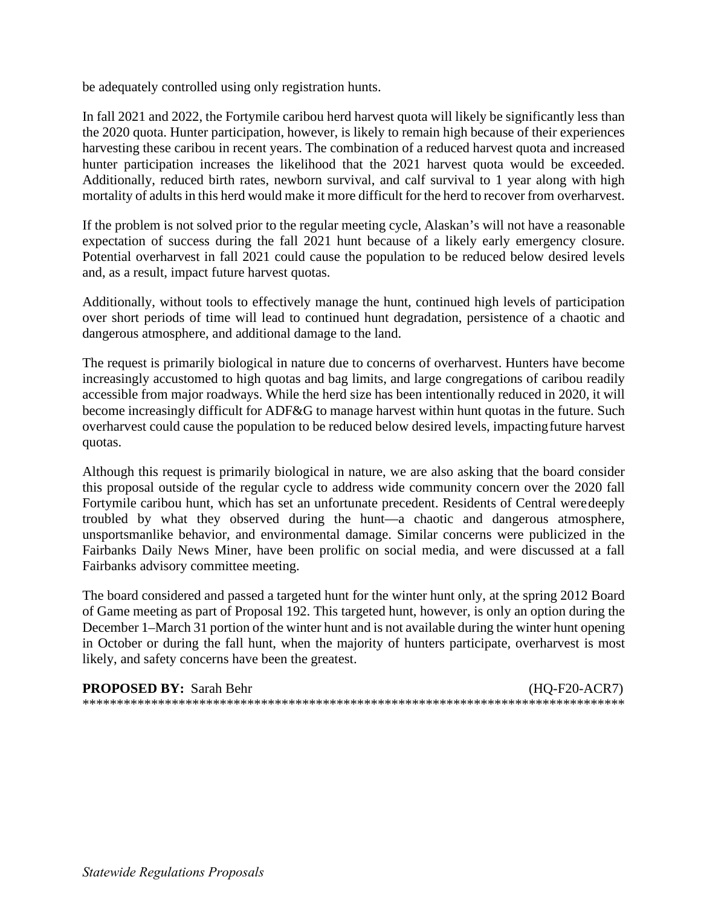be adequately controlled using only registration hunts.

In fall 2021 and 2022, the Fortymile caribou herd harvest quota will likely be significantly less than the 2020 quota. Hunter participation, however, is likely to remain high because of their experiences harvesting these caribou in recent years. The combination of a reduced harvest quota and increased hunter participation increases the likelihood that the 2021 harvest quota would be exceeded. Additionally, reduced birth rates, newborn survival, and calf survival to 1 year along with high mortality of adults in this herd would make it more difficult for the herd to recover from overharvest.

If the problem is not solved prior to the regular meeting cycle, Alaskan's will not have a reasonable expectation of success during the fall 2021 hunt because of a likely early emergency closure. Potential overharvest in fall 2021 could cause the population to be reduced below desired levels and, as a result, impact future harvest quotas.

Additionally, without tools to effectively manage the hunt, continued high levels of participation over short periods of time will lead to continued hunt degradation, persistence of a chaotic and dangerous atmosphere, and additional damage to the land.

The request is primarily biological in nature due to concerns of overharvest. Hunters have become increasingly accustomed to high quotas and bag limits, and large congregations of caribou readily accessible from major roadways. While the herd size has been intentionally reduced in 2020, it will become increasingly difficult for ADF&G to manage harvest within hunt quotas in the future. Such overharvest could cause the population to be reduced below desired levels, impacting future harvest quotas.

Although this request is primarily biological in nature, we are also asking that the board consider this proposal outside of the regular cycle to address wide community concern over the 2020 fall Fortymile caribou hunt, which has set an unfortunate precedent. Residents of Central were deeply troubled by what they observed during the hunt—a chaotic and dangerous atmosphere, unsportsmanlike behavior, and environmental damage. Similar concerns were publicized in the Fairbanks Daily News Miner, have been prolific on social media, and were discussed at a fall Fairbanks advisory committee meeting.

The board considered and passed a targeted hunt for the winter hunt only, at the spring 2012 Board of Game meeting as part of Proposal 192. This targeted hunt, however, is only an option during the December 1–March 31 portion of the winter hunt and is not available during the winter hunt opening in October or during the fall hunt, when the majority of hunters participate, overharvest is most likely, and safety concerns have been the greatest.

**PROPOSED BY:** Sarah Behr (HQ-F20-ACR7)

******************************************************************************